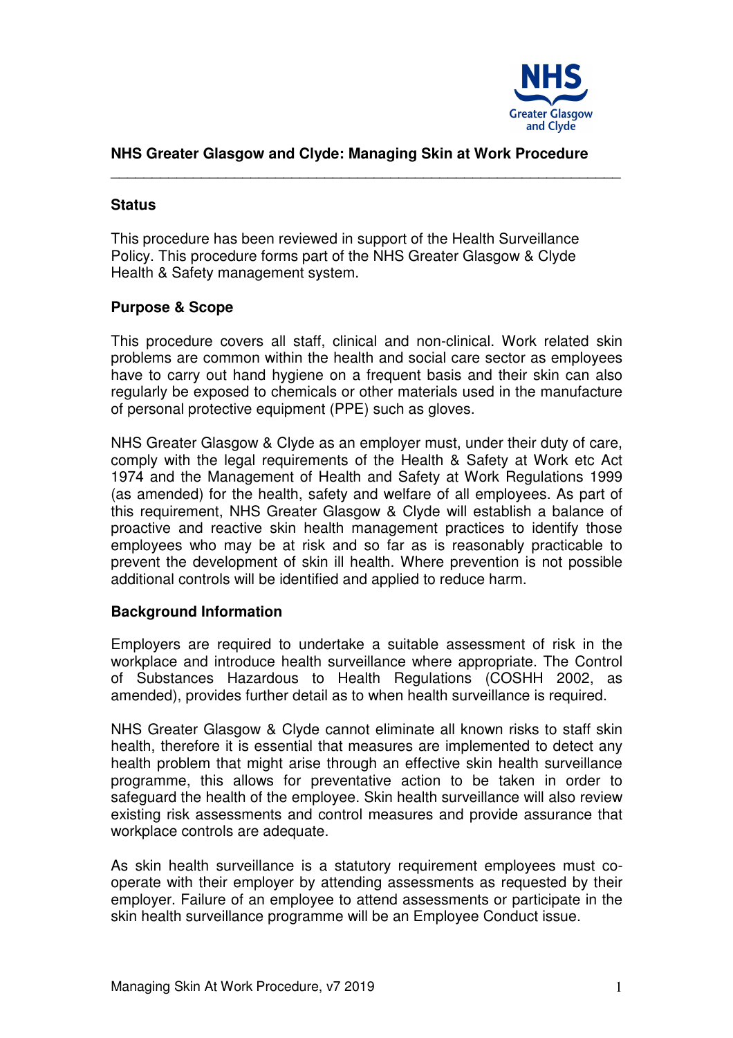# NHS Greater Glasgow and Clyde: Managing Skin at Work Procedure

## Status

This procedure has been reviewed in support of the Health Surveillance Policy. This procedure forms part of the NHS Greater Glasgow & Clyde Health & Safety management system.

## Purpose & Scope

This procedure covers all staff, clinical and non-clinical. Work related skin problems are common within the health and social care sector as employees have to carry out hand hygiene on a frequent basis and their skin can also regularly be exposed to chemicals or other materials used in the manufacture of personal protective equipment (PPE) such as gloves.

NHS Greater Glasgow & Clyde as an employer must, under their duty of care, comply with the legal requirements of the Health & Safety at Work etc Act 1974 and the Management of Health and Safety at Work Regulations 1999 (as amended) for the health, safety and welfare of all employees. As part of this requirement, NHS Greater Glasgow & Clyde will establish a balance of proactive and reactive skin health management practices to identify those employees who may be at risk and so far as is reasonably practicable to prevent the development of skin ill health. Where prevention is not possible additional controls will be identified and applied to reduce harm.

## Background Information

Employers are required to undertake a suitable assessment of risk in the workplace and introduce health surveillance where appropriate. The Control of Substances Hazardous to Health Regulations (COSHH 2002, as amended), provides further detail as to when health surveillance is required.

NHS Greater Glasgow & Clyde cannot eliminate all known risks to staff skin health, therefore it is essential that measures are implemented to detect any health problem that might arise through an effective skin health surveillance programme, this allows for preventative action to be taken in order to safeguard the health of the employee. Skin health surveillance will also review existing risk assessments and control measures and provide assurance that workplace controls are adequate.

As skin health surveillance is a statutory requirement employees must co-operate with their employer by attending assessments as requested by their employer. Failure of an employee to attend assessments or participate in the skin health surveillance programme will be an Employee Conduct issue.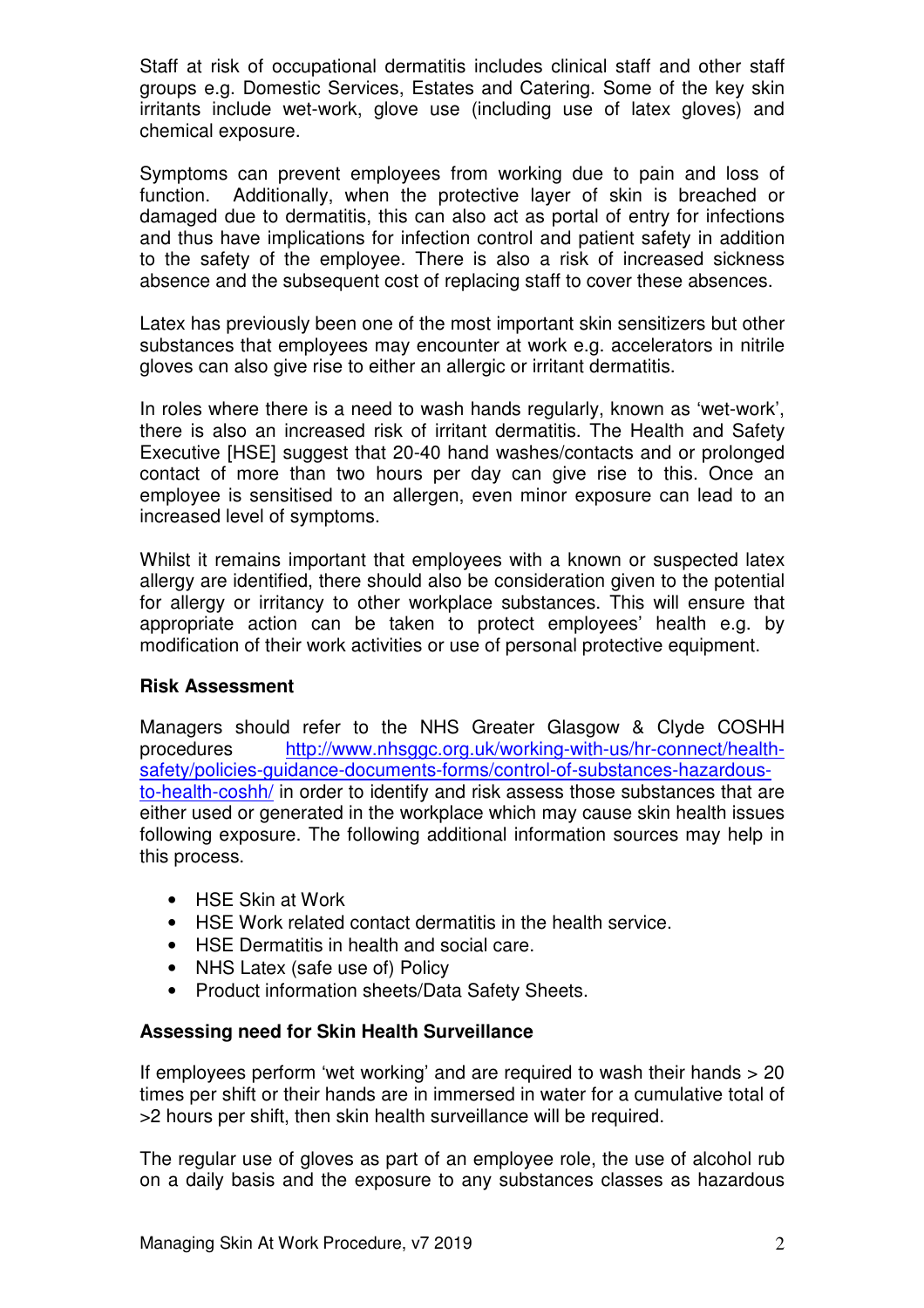Staff at risk of occupational dermatitis includes clinical staff and other staff groups e.g. Domestic Services, Estates and Catering. Some of the key skin irritants include wet-work, glove use (including use of latex gloves) and chemical exposure.

Symptoms can prevent employees from working due to pain and loss of function. Additionally, when the protective layer of skin is breached or damaged due to dermatitis, this can also act as portal of entry for infections and thus have implications for infection control and patient safety in addition to the safety of the employee. There is also a risk of increased sickness absence and the subsequent cost of replacing staff to cover these absences.

Latex has previously been one of the most important skin sensitizers but other substances that employees may encounter at work e.g. accelerators in nitrile gloves can also give rise to either an allergic or irritant dermatitis.

In roles where there is a need to wash hands regularly, known as 'wet-work', there is also an increased risk of irritant dermatitis. The Health and Safety Executive [HSE] suggest that 20-40 hand washes/contacts and or prolonged contact of more than two hours per day can give rise to this. Once an employee is sensitised to an allergen, even minor exposure can lead to an increased level of symptoms.

Whilst it remains important that employees with a known or suspected latex allergy are identified, there should also be consideration given to the potential for allergy or irritancy to other workplace substances. This will ensure that appropriate action can be taken to protect employees' health e.g. by modification of their work activities or use of personal protective equipment.

**Risk Assessment**

Managers should refer to the NHS Greater Glasgow & Clyde COSHH procedures http://www.nhsggc.org.uk/working-with-us/hr-connect/health-safety/policies-guidance-documents-forms/control-of-substances-hazardous-to-health-coshh/ in order to identify and risk assess those substances that are either used or generated in the workplace which may cause skin health issues following exposure. The following additional information sources may help in this process.

- HSE Skin at Work
- HSE Work related contact dermatitis in the health service.
- HSE Dermatitis in health and social care.
- NHS Latex (safe use of) Policy
- Product information sheets/Data Safety Sheets.

**Assessing need for Skin Health Surveillance**

If employees perform 'wet working' and are required to wash their hands > 20 times per shift or their hands are in immersed in water for a cumulative total of >2 hours per shift, then skin health surveillance will be required.

The regular use of gloves as part of an employee role, the use of alcohol rub on a daily basis and the exposure to any substances classes as hazardous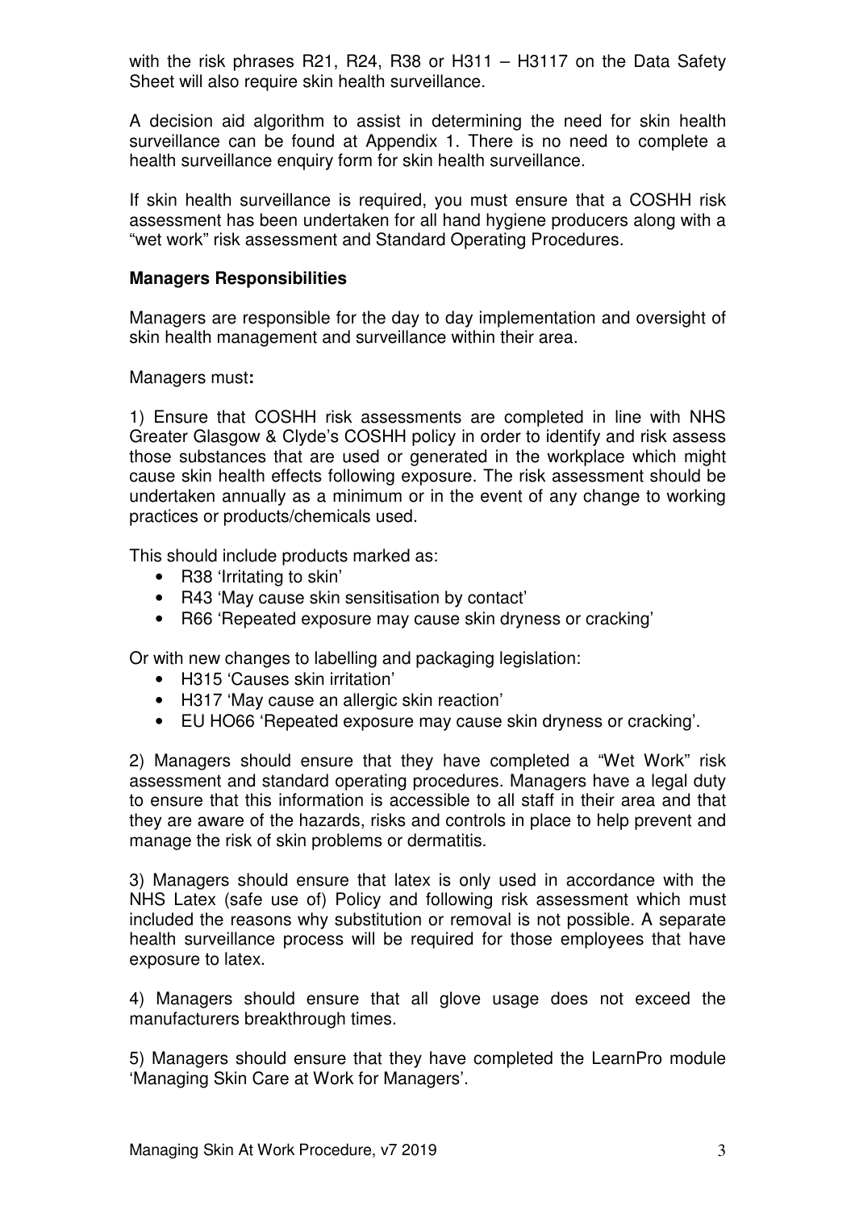with the risk phrases R21, R24, R38 or H311 – H3117 on the Data Safety Sheet will also require skin health surveillance.

A decision aid algorithm to assist in determining the need for skin health surveillance can be found at Appendix 1. There is no need to complete a health surveillance enquiry form for skin health surveillance.

If skin health surveillance is required, you must ensure that a COSHH risk assessment has been undertaken for all hand hygiene producers along with a "wet work" risk assessment and Standard Operating Procedures.

**Managers Responsibilities**

Managers are responsible for the day to day implementation and oversight of skin health management and surveillance within their area.

Managers must**:**

1) Ensure that COSHH risk assessments are completed in line with NHS Greater Glasgow & Clyde's COSHH policy in order to identify and risk assess those substances that are used or generated in the workplace which might cause skin health effects following exposure. The risk assessment should be undertaken annually as a minimum or in the event of any change to working practices or products/chemicals used.

This should include products marked as:

- R38 'Irritating to skin'
- R43 'May cause skin sensitisation by contact'
- R66 'Repeated exposure may cause skin dryness or cracking'

Or with new changes to labelling and packaging legislation:

- H315 'Causes skin irritation'
- H317 'May cause an allergic skin reaction'
- EU HO66 'Repeated exposure may cause skin dryness or cracking'.

2) Managers should ensure that they have completed a "Wet Work" risk assessment and standard operating procedures. Managers have a legal duty to ensure that this information is accessible to all staff in their area and that they are aware of the hazards, risks and controls in place to help prevent and manage the risk of skin problems or dermatitis.

3) Managers should ensure that latex is only used in accordance with the NHS Latex (safe use of) Policy and following risk assessment which must included the reasons why substitution or removal is not possible. A separate health surveillance process will be required for those employees that have exposure to latex.

4) Managers should ensure that all glove usage does not exceed the manufacturers breakthrough times.

5) Managers should ensure that they have completed the LearnPro module 'Managing Skin Care at Work for Managers'.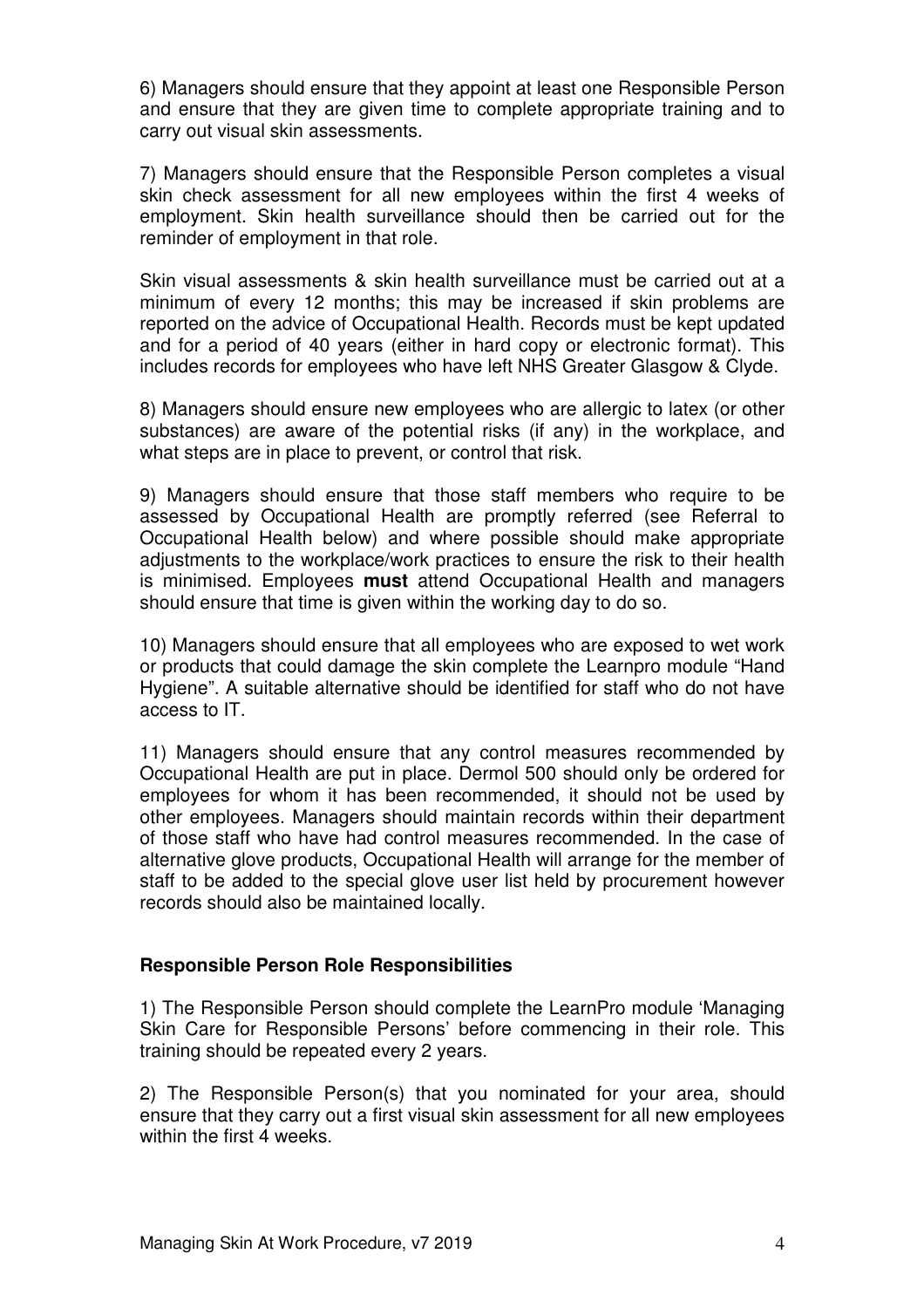6) Managers should ensure that they appoint at least one Responsible Person and ensure that they are given time to complete appropriate training and to carry out visual skin assessments.

7) Managers should ensure that the Responsible Person completes a visual skin check assessment for all new employees within the first 4 weeks of employment. Skin health surveillance should then be carried out for the reminder of employment in that role.

Skin visual assessments & skin health surveillance must be carried out at a minimum of every 12 months; this may be increased if skin problems are reported on the advice of Occupational Health. Records must be kept updated and for a period of 40 years (either in hard copy or electronic format). This includes records for employees who have left NHS Greater Glasgow & Clyde.

8) Managers should ensure new employees who are allergic to latex (or other substances) are aware of the potential risks (if any) in the workplace, and what steps are in place to prevent, or control that risk.

9) Managers should ensure that those staff members who require to be assessed by Occupational Health are promptly referred (see Referral to Occupational Health below) and where possible should make appropriate adjustments to the workplace/work practices to ensure the risk to their health is minimised. Employees **must** attend Occupational Health and managers should ensure that time is given within the working day to do so.

10) Managers should ensure that all employees who are exposed to wet work or products that could damage the skin complete the Learnpro module "Hand Hygiene". A suitable alternative should be identified for staff who do not have access to IT.

11) Managers should ensure that any control measures recommended by Occupational Health are put in place. Dermol 500 should only be ordered for employees for whom it has been recommended, it should not be used by other employees. Managers should maintain records within their department of those staff who have had control measures recommended. In the case of alternative glove products, Occupational Health will arrange for the member of staff to be added to the special glove user list held by procurement however records should also be maintained locally.

### Responsible Person Role Responsibilities

1) The Responsible Person should complete the LearnPro module 'Managing Skin Care for Responsible Persons' before commencing in their role. This training should be repeated every 2 years.

2) The Responsible Person(s) that you nominated for your area, should ensure that they carry out a first visual skin assessment for all new employees within the first 4 weeks.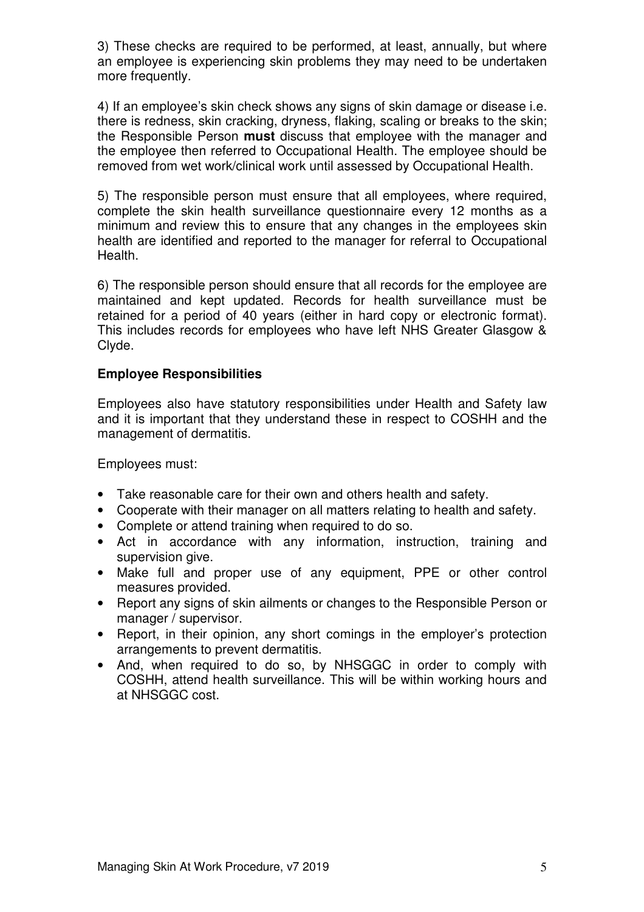3) These checks are required to be performed, at least, annually, but where an employee is experiencing skin problems they may need to be undertaken more frequently.

4) If an employee's skin check shows any signs of skin damage or disease i.e. there is redness, skin cracking, dryness, flaking, scaling or breaks to the skin; the Responsible Person **must** discuss that employee with the manager and the employee then referred to Occupational Health. The employee should be removed from wet work/clinical work until assessed by Occupational Health.

5) The responsible person must ensure that all employees, where required, complete the skin health surveillance questionnaire every 12 months as a minimum and review this to ensure that any changes in the employees skin health are identified and reported to the manager for referral to Occupational Health.

6) The responsible person should ensure that all records for the employee are maintained and kept updated. Records for health surveillance must be retained for a period of 40 years (either in hard copy or electronic format). This includes records for employees who have left NHS Greater Glasgow & Clyde.

**Employee Responsibilities**

Employees also have statutory responsibilities under Health and Safety law and it is important that they understand these in respect to COSHH and the management of dermatitis.

Employees must:

- Take reasonable care for their own and others health and safety.
- Cooperate with their manager on all matters relating to health and safety.
- Complete or attend training when required to do so.
- Act in accordance with any information, instruction, training and supervision give.
- Make full and proper use of any equipment, PPE or other control measures provided.
- Report any signs of skin ailments or changes to the Responsible Person or manager / supervisor.
- Report, in their opinion, any short comings in the employer's protection arrangements to prevent dermatitis.
- And, when required to do so, by NHSGGC in order to comply with COSHH, attend health surveillance. This will be within working hours and at NHSGGC cost.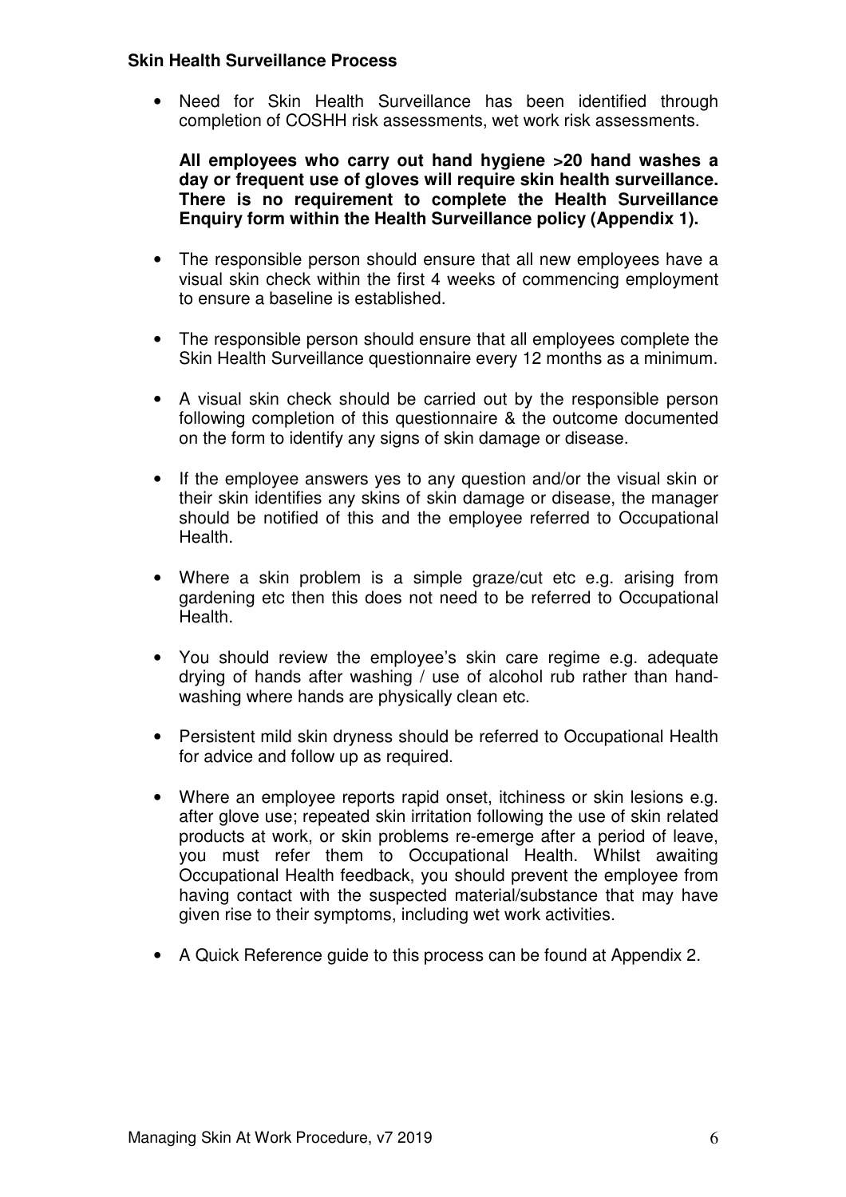**Skin Health Surveillance Process**

- Need for Skin Health Surveillance has been identified through completion of COSHH risk assessments, wet work risk assessments.

  **All employees who carry out hand hygiene >20 hand washes a day or frequent use of gloves will require skin health surveillance. There is no requirement to complete the Health Surveillance Enquiry form within the Health Surveillance policy (Appendix 1).**

- The responsible person should ensure that all new employees have a visual skin check within the first 4 weeks of commencing employment to ensure a baseline is established.

- The responsible person should ensure that all employees complete the Skin Health Surveillance questionnaire every 12 months as a minimum.

- A visual skin check should be carried out by the responsible person following completion of this questionnaire & the outcome documented on the form to identify any signs of skin damage or disease.

- If the employee answers yes to any question and/or the visual skin or their skin identifies any skins of skin damage or disease, the manager should be notified of this and the employee referred to Occupational Health.

- Where a skin problem is a simple graze/cut etc e.g. arising from gardening etc then this does not need to be referred to Occupational Health.

- You should review the employee's skin care regime e.g. adequate drying of hands after washing / use of alcohol rub rather than hand-washing where hands are physically clean etc.

- Persistent mild skin dryness should be referred to Occupational Health for advice and follow up as required.

- Where an employee reports rapid onset, itchiness or skin lesions e.g. after glove use; repeated skin irritation following the use of skin related products at work, or skin problems re-emerge after a period of leave, you must refer them to Occupational Health. Whilst awaiting Occupational Health feedback, you should prevent the employee from having contact with the suspected material/substance that may have given rise to their symptoms, including wet work activities.

- A Quick Reference guide to this process can be found at Appendix 2.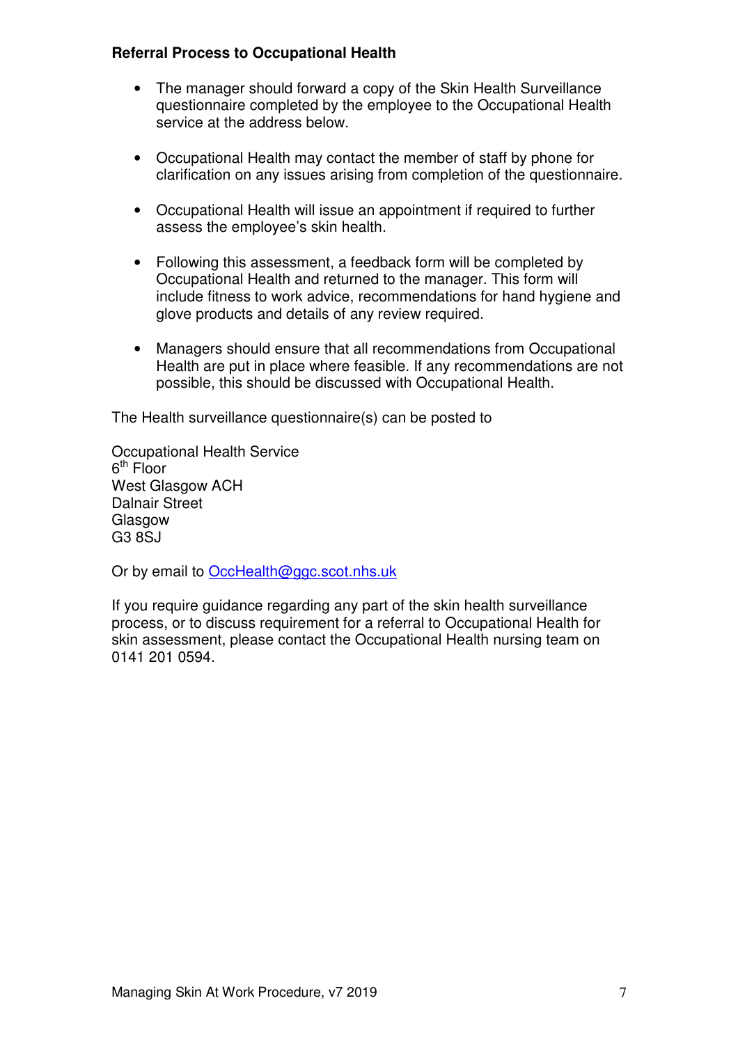**Referral Process to Occupational Health**

- The manager should forward a copy of the Skin Health Surveillance questionnaire completed by the employee to the Occupational Health service at the address below.
- Occupational Health may contact the member of staff by phone for clarification on any issues arising from completion of the questionnaire.
- Occupational Health will issue an appointment if required to further assess the employee's skin health.
- Following this assessment, a feedback form will be completed by Occupational Health and returned to the manager. This form will include fitness to work advice, recommendations for hand hygiene and glove products and details of any review required.
- Managers should ensure that all recommendations from Occupational Health are put in place where feasible. If any recommendations are not possible, this should be discussed with Occupational Health.

The Health surveillance questionnaire(s) can be posted to

Occupational Health Service
6th Floor
West Glasgow ACH
Dalnair Street
Glasgow
G3 8SJ

Or by email to OccHealth@ggc.scot.nhs.uk

If you require guidance regarding any part of the skin health surveillance process, or to discuss requirement for a referral to Occupational Health for skin assessment, please contact the Occupational Health nursing team on 0141 201 0594.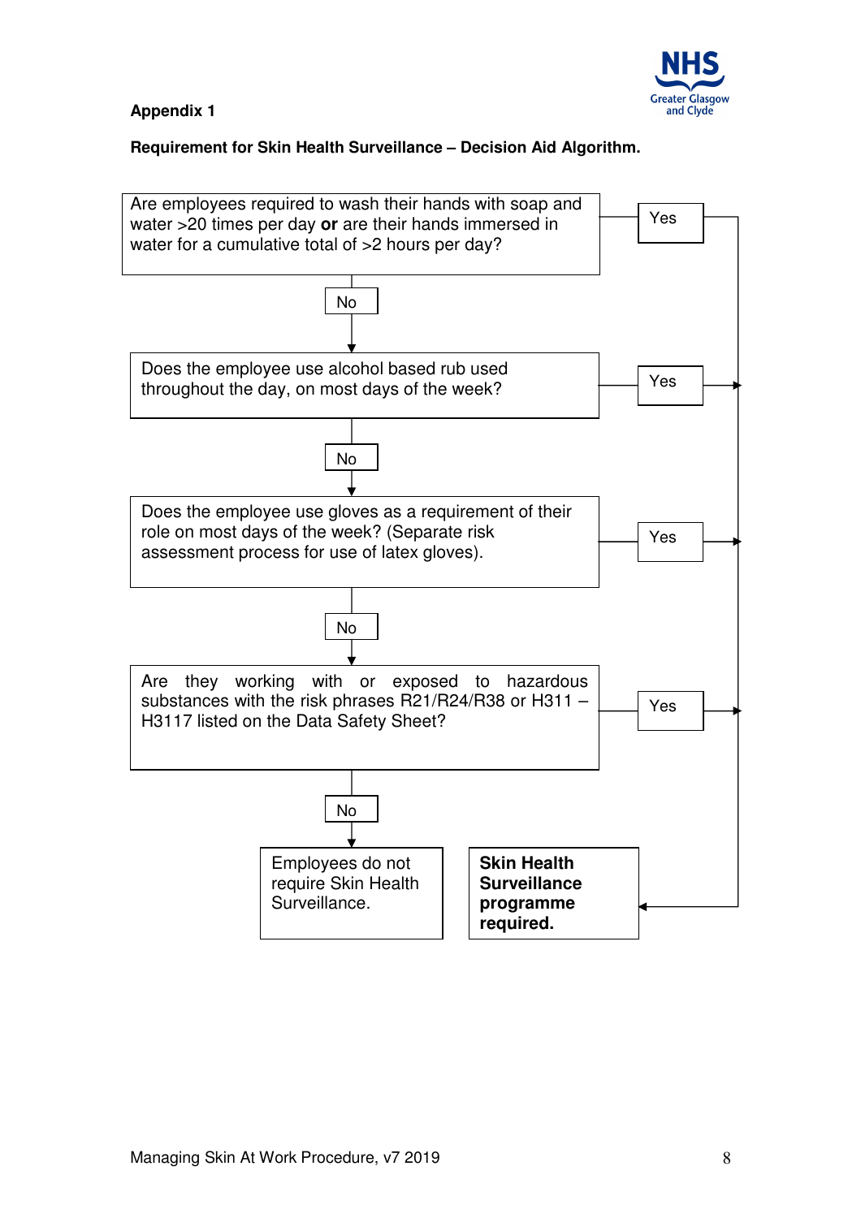**Appendix 1**

**Requirement for Skin Health Surveillance – Decision Aid Algorithm.**

Are employees required to wash their hands with soap and water >20 times per day **or** are their hands immersed in water for a cumulative total of >2 hours per day?

- Yes → Skin Health Surveillance programme required.
- No ↓

Does the employee use alcohol based rub used throughout the day, on most days of the week?

- Yes → Skin Health Surveillance programme required.
- No ↓

Does the employee use gloves as a requirement of their role on most days of the week? (Separate risk assessment process for use of latex gloves).

- Yes → Skin Health Surveillance programme required.
- No ↓

Are they working with or exposed to hazardous substances with the risk phrases R21/R24/R38 or H311 – H3117 listed on the Data Safety Sheet?

- Yes → Skin Health Surveillance programme required.
- No → Employees do not require Skin Health Surveillance.

**Skin Health Surveillance programme required.**

Employees do not require Skin Health Surveillance.

Managing Skin At Work Procedure, v7 2019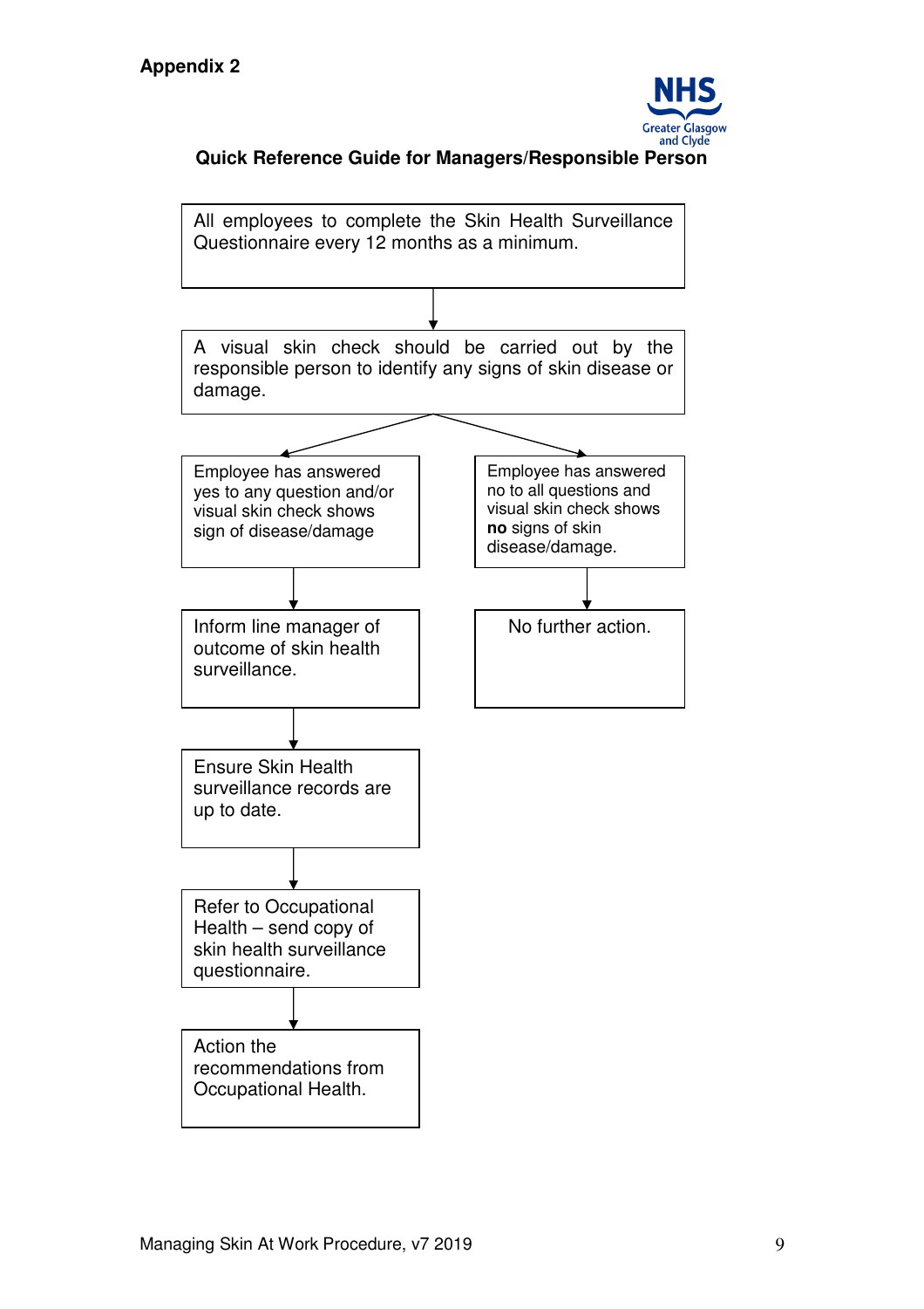**Appendix 2**

NHS Greater Glasgow and Clyde

## Quick Reference Guide for Managers/Responsible Person

All employees to complete the Skin Health Surveillance Questionnaire every 12 months as a minimum.

↓

A visual skin check should be carried out by the responsible person to identify any signs of skin disease or damage.

↓

**Branch 1:** Employee has answered yes to any question and/or visual skin check shows sign of disease/damage

↓

Inform line manager of outcome of skin health surveillance.

↓

Ensure Skin Health surveillance records are up to date.

↓

Refer to Occupational Health – send copy of skin health surveillance questionnaire.

↓

Action the recommendations from Occupational Health.

**Branch 2:** Employee has answered no to all questions and visual skin check shows **no** signs of skin disease/damage.

↓

No further action.

Managing Skin At Work Procedure, v7 2019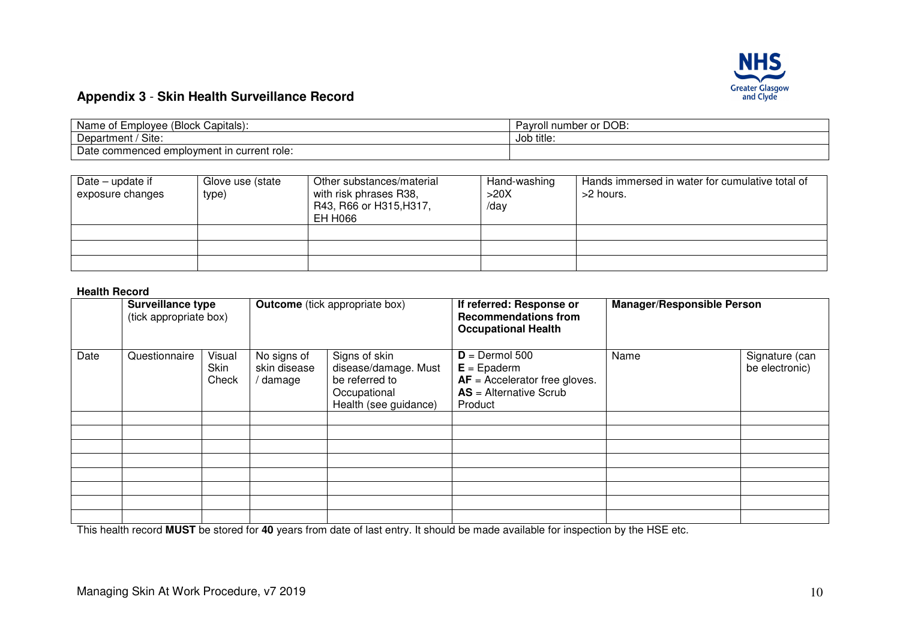## Appendix 3 - Skin Health Surveillance Record

| | |
|---|---|
| Name of Employee (Block Capitals): | Payroll number or DOB: |
| Department / Site: | Job title: |
| Date commenced employment in current role: | |

| Date – update if exposure changes | Glove use (state type) | Other substances/material with risk phrases R38, R43, R66 or H315,H317, EH H066 | Hand-washing >20X /day | Hands immersed in water for cumulative total of >2 hours. |
|---|---|---|---|---|
| | | | | |
| | | | | |
| | | | | |

**Health Record**

| | **Surveillance type** (tick appropriate box) | | **Outcome** (tick appropriate box) | | **If referred: Response or Recommendations from Occupational Health** | **Manager/Responsible Person** | |
|---|---|---|---|---|---|---|---|
| Date | Questionnaire | Visual Skin Check | No signs of skin disease / damage | Signs of skin disease/damage. Must be referred to Occupational Health (see guidance) | **D** = Dermol 500<br>**E** = Epaderm<br>**AF** = Accelerator free gloves.<br>**AS** = Alternative Scrub Product | Name | Signature (can be electronic) |
| | | | | | | | |
| | | | | | | | |
| | | | | | | | |
| | | | | | | | |
| | | | | | | | |
| | | | | | | | |
| | | | | | | | |
| | | | | | | | |

This health record **MUST** be stored for **40** years from date of last entry. It should be made available for inspection by the HSE etc.